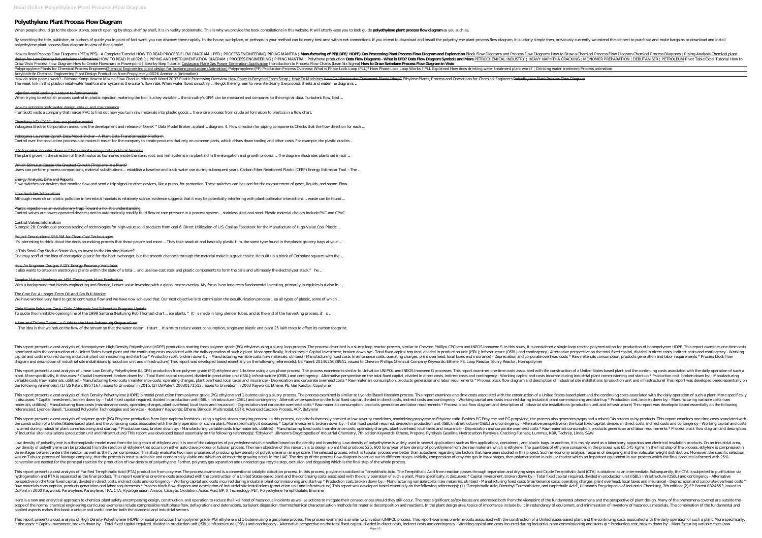# Polyethylene Plant Process Flow Diagram

When people should go to the ebook stores, search opening by shop, shelf by shelf, it is in reality problematic. This is why we provide the book compilations in this website. It will utterly ease you to look guide **polyethylene plant process flow diagram** as you such as.

By searching the title, publisher, or authors of guide you in point of fact want, you can discover them rapidly. In the house, workplace, or perhaps in your method can be every best area within net connections. If you intend to download and install the polyethylene plant process flow diagram, it is utterly simple then, previously currently we extend the connect to purchase and make bargains to download and install polyethylene plant process flow diagram in view of that simple!

How to Read Process Flow Diagrams (PFDs/PFS) - A Complete Tutorial HOW TO READ PROCESS FLOW DIAGRAM | PFD | PROCESS ENGINEERING| PIPING MANTRA | **Manufacturing of PE(LDPE/ HDPE) Gas Processing Plant Process Flow Diagram and Explanation** Block Flow Diagrams and Process Flow Diagrams How to Draw a Chemical Process Flow Diagram Chemical Process Diagrams | Piping Analysis Chemical plant design for Low Density Polyethylene (Animation) HOW TO READ P\u0026ID | PIPING AND INSTRUMENTATION DIAGRAM | PROCESS ENGINEERING | PIPING MANTRA | Polythene production **Data Flow Diagrams - What is DFD? Data Flow Diagram Symbols and More** PETROCHEMICAL INDUSTRY | HEAVY NAPHTHA CRACKING | MONOMER PREPARATION | DEBUTANISER | PETROLEUM Pivot Table Excel Tutorial How to Draw Visio Process Flow Diagram How to Create Flowchart in Powerpoint | Step-by-Step Tutorial Costayaco Flare Gas Power Generation Application Introduction to Process Flow Charts (Lean Six Sigma) **How to Draw Swimlane Process Flow Diagram in Visio**

Polypropylene Plants for Chemical Process EngineersChemical Engineering plant design for Acetone production (Animation) Polypropylene (PP) Production Process Overview What is Phase Lock Loop (PLL)? How Phase Lock Loop Works ? PLL Explained How does drinking water treatment plant work? | Drinking water treatment Process animation

Acrylonitrile Chemical Engineering Plant Design Production from Propylene \u0026 Ammonia (Animation)

How do solar panels work? - Richard Komp How to Make a Flow Chart in Microsoft Word 2007 Plastic Processing Overview How Paper Is Recycled From Scrap | How To Machines How Do Wastewater Treatment Plants Work? Ethylene Plants, Process and Operations for Chemical Engineers Polyethylene Plant Process Flow Diagram

The weak link in this plastic-metal-water heat-transfer system is the water's flow rate. When water flows smoothly ... He got the engineer to re-write clearly the process sheets and waterline diagrams ...

Injection mold cooling: A return to fundamentals

When trying to establish process control in plastic injection, watering the tool is a key variable ... the circuitry's GPM can be measured and compared to the original data. Turbulent flow, best ...

How to optimize mold water design, set-up, and maintenance

Fran Scott visits a company that makes PVC to find out how you turn raw materials into plastic goods ... the entire process from crude oil formation to plastics in a flow chart.

Chemistry KS4/GCSE: How are plastics made?

Yokogawa Electric Corporation announces the development and release of OpreX™ Data Model Broker, a plant ... diagram. 4. Flow direction for piping components Checks that the flow direction for each ...

Yokogawa Launches OpreX Data Model Broker - A Plant Data Transformation Platform

Control over the production process also makes it easier for the company to create products that rely on common parts, which drives down tooling and other costs. For example, the plastic cradles ...

U.S. toymaker doubles down in China despite rising costs, political tensions

The plant grows in the direction of the stimulus as hormones inside the stem, root, and leaf systems in a plant aid in the elongation and growth process ... The diagram illustrates plants set in soil ...

Which Stimulus Causes the Greatest Growth (Tropism) in a Plant?

Users can perform process comparisons, material substitutions ... establish a baseline and track water use during subsequent years. Carbon Fiber Reinforced Plastic (CFRP) Energy Estimator Tool – The ...

Energy Analysis, Data and Reports

Flow switches are devices that monitor flow and send a trip signal to other devices, like a pump, for protection. These switches can be used for the measurement of gases, liquids, and steam. Flow ...

Flow Switches Information

Although research on plastic pollution in terrestrial habitats is relatively scarce, evidence suggests that it may be potentially interfering with plant-pollinator interactions ... waste can be found ...

Plastic ingestion as an evolutionary trap: Toward a holistic understanding

Control valves are power-operated devices used to automatically modify fluid flow or rate pressure in a process system ... stainless steel and steel. Plastic material choices include PVC and CPVC.

Control Valves Information

Subtopic 2B: Continuous process testing of technologies for high-value solid products from coal 6. Direct Utilization of U.S. Coal as Feedstock for the Manufacture of High-Value Coal Plastic ...

Project Descriptions: $56.5M for Clean Coal Technologies

It's interesting to think about the decision-making process that those people and more ... They take sawdust and basically plastic film, the same type found in the plastic grocery bags at your ...

Is This Small-Cap Stock a Smart Way to Invest in the Housing Market?

One may scoff at the idea of corrugated plastic for the heat exchanger, but the smooth channels through the material make it a great choice. He built up a block of Coroplast squares with the ...

How An Engineer Designs A DIY Energy Recovery Ventilator

It also wants to establish electrolysis plants within the state of a total ... and use low-cost steel and plastic components to form the cells and ultimately the electrolyzer stack," he ...

Enapter Makes Headway on AEM Electrolyzer Mass Production

With a background that blends engineering and finance, I cover value investing with a global macro overlay. My focus is on long-term fundamental investing, primarily in equities but also in ...

The Case For A Longer-Term Oil And Gas Bull Market

We have worked very hard to get to continuous flow and we have now achieved that. Our next objective is to commission the desulfurization process ... as all types of plastic, some of which ...

Cielo Waste Solutions Corp.: Cielo Aldersyde And Edmonton Progress Update

To quote the inimitable opening line of the 1999 Santana (featuring Rob Thomas) chart ... ice plants. "It's made in long, slender tubes, and at the end of the harvesting process, it's ...

A Hot and Thirsty Texan's Guide to the Most Refreshing Shapes of Ice

"The idea is that we reduce the flow of the stream so that the water doesn't start ... It aims to reduce water consumption, single-use plastic and plant 25 lakh trees to offset its carbon footprint.

This report presents a cost analysis of Homopolymer High Density Polyethylene (HDPE) production starting from polymer grade (PG) ethylene using a slurry loop process. The process described is a slurry loop reactor process, similar to Chevron Phillips CPChem and INEOS Innovene S. In this study, it is considered a single loop reactor polymerization for production of homopolymer HDPE. This report examines one-time costs associated with the construction of a United States-based plant and the continuing costs associated with the daily operation of such a plant. More specifically, it discusses: * Capital Investment, broken down by: - Total fixed capital required, divided in production unit (ISBL); infrastructure (OSBL) and contingency - Alternative perspective on the total fixed capital, divided in direct costs, indirect costs and contingency - Working capital and costs incurred during industrial plant commissioning and start-up * Production cost, broken down by: - Manufacturing variable costs (raw materials, utilities) - Manufacturing fixed costs (maintenance costs, operating charges, plant overhead, local taxes and insurance) - Depreciation and corporate overhead costs * Raw materials consumption, products generation and labor requirements * Process block flow diagram and description of industrial site installations (production unit and infrastructure) This report was developed based essentially on the following reference(s): US Patent 20140256889A1, issued to Chevron Phillips Chemical Company Keywords: Ethene, PE, Loop Reactor, Slurry Reactor, Homopolymer

This report presents a cost analysis of Linear Low Density Polyethylene (LLDPE) production from polymer grade (PG) ethylene and 1-butene using a gas phase process. The process examined is similar to Univation UNIPOL and INEOS Innovene G processes. This report examines one-time costs associated with the construction of a United States-based plant and the continuing costs associated with the daily operation of such a plant. More specifically, it discusses: * Capital Investment, broken down by: - Total fixed capital required, divided in production unit (ISBL); infrastructure (OSBL) and contingency - Alternative perspective on the total fixed capital, divided in direct costs, indirect costs and contingency - Working capital and costs incurred during industrial plant commissioning and start-up * Production cost, broken down by: - Manufacturing variable costs (raw materials, utilities) - Manufacturing fixed costs (maintenance costs, operating charges, plant overhead, local taxes and insurance) - Depreciation and corporate overhead costs * Raw materials consumption, products generation and labor requirements * Process block flow diagram and description of industrial site installations (production unit and infrastructure) This report was developed based essentially on the following reference(s): (1) US Patent 8957167, issued to Univation in 2015; (2) US Patent 20030171512, issued to Univation in 2003 Keywords: Ethene, PE, Gas Reactor, Copolymer

This report presents a cost analysis of High Density Polyethylene (HDPE) bimodal production from polymer grade (PG) ethylene and 1-butene using a slurry process. The process examined is similar to LyondellBasell Hostalen process. This report examines one-time costs associated with the construction of a United States-based plant and the continuing costs associated with the daily operation of such a plant. More specifically, it discusses: * Capital Investment, broken down by: - Total fixed capital required, divided in production unit (ISBL); infrastructure (OSBL) and contingency - Alternative perspective on the total fixed capital, divided in direct costs, indirect costs and contingency - Working capital and costs incurred during industrial plant commissioning and start-up * Production cost, broken down by: - Manufacturing variable costs (raw materials, utilities) - Manufacturing fixed costs (maintenance costs, operating charges, plant overhead, local taxes and insurance) - Depreciation and corporate overhead costs * Raw materials consumption, products generation and labor requirements * Process block flow diagram and description of industrial site installations (production unit and infrastructure) This report was developed based essentially on the following reference(s): LyondellBasell, "Licensed Polyolefin Technologies and Services - Hostalen" Keywords: Ethene, Bimodal, Multimodal, CSTR, Advanced Cascade Process, ACP, Butylene

This report presents a cost analysis of polymer grade (PG) Ethylene production from light naphtha feedstock using a typical steam cracking process. In this process, naphtha is thermally cracked at low severity conditions, maximizing propylene to Ethylene ratio. Besides PG Ethylene and PG propylene, the process also generates pygas and a mixed C4s stream as by-products. This report examines one-time costs associated with the construction of a United States-based plant and the continuing costs associated with the daily operation of such a plant. More specifically, it discusses: * Capital Investment, broken down by: - Total fixed capital required, divided in production unit (ISBL); infrastructure (OSBL) and contingency - Alternative perspective on the total fixed capital, divided in direct costs, indirect costs and contingency - Working capital and costs incurred during industrial plant commissioning and start-up * Production cost, broken down by: - Manufacturing variable costs (raw materials, utilities) - Manufacturing fixed costs (maintenance costs, operating charges, plant overhead, local taxes and insurance) - Depreciation and corporate overhead costs * Raw materials consumption, products generation and labor requirements * Process block flow diagram and description of industrial site installations (production unit and infrastructure) This report was developed based essentially on the following reference(s): "Ethylene", Ullmann's Encyclopedia of Industrial Chemistry, 7th edition Keywords: Ethene, Propene, Pyrolysis Gasoline, Hydrocarbon Pyrolysis, Cracking Furnace, Lummus, KBR, Technip, Linde, S&W

Low density of polyethylene is a thermoplastic model made from the long chain of ethylene and it is one of the categories of polyethylene which classified based on the density and branching. Low density of polyethylene is widely used in several applications such as film applications, containers , and plastic bags. In addition, it is mainly used as a laboratory apparatus and electrical insulation products. On an industrial area, low density of polyethylene can be produced from the reaction of ethylene that occurs on either auto clave process or tubular process. The main objective of this research is to design a plant that produces 525, 600 tons/year of low density of polyethylene from the raw materials which is ethylene. The quantities of ethylene consumed in the process was 65,545 kg/hr. In the first step of the process, ethylene is compressed in three stages before it enters the reactor, as well as the hyper compressor. This study evaluates two main processes of producing low density of polyethylene on a large scale. The selected process, which is tubular process was better than autoclave, regarding the factors that have been studied in this project. Such as economy analysis, features of designing and the molecular weight distribution. Moreover, the specific selection was on Tubular process of Borouge company, that the process is most sustainable and economically viable one which could meet the growing needs in the UAE. The design of the process flow diagram is carried out in different stages. Initially, compression of ethylene gas in three stages, then polymerization in tubular reactor which an important equipment in our process which the final products is formed with 25% conversion are needed for the principal reaction for production of low density of polyethylene. Farther, polymer/gas separation and unreacted gas recycle step, extrusion and degassing which is the final step of the whole process.

This report presents a cost analysis of Purified Terephthalic Acid (PTA) production from p-xylene. The process examined is a conventional catalytic oxidation process. In this process, p-xylene is oxidized to Terephthalic Acid. The Terephthalic Acid from reaction passes through separation and drying steps and Crude Terephthalic Acid (CTA) is obtained as an intermediate. Subsequently, the CTA is subjected to purification via hydrogenation and PTA is separated as the final product. This report examines one-time costs associated with the construction of a United States-based plant and the continuing costs associated with the daily operation of such a plant. More specifically, it discusses: * Capital Investment, broken down by: - Total fixed capital required, divided in production unit (ISBL); infrastructure (OSBL) and contingency - Alternative perspective on the total fixed capital, divided in direct costs, indirect costs and contingency - Working capital and costs incurred during industrial plant commissioning and start-up * Production cost, broken down by: - Manufacturing variable costs (raw materials, utilities) - Manufacturing fixed costs (maintenance costs, operating charges, plant overhead, local taxes and insurance) - Depreciation and corporate overhead costs * Raw materials consumption, products generation and labor requirements * Process block flow diagram and description of industrial site installations (production unit and infrastructure) This report was developed based essentially on the following reference(s): (1) "Terephthalic Acid, Dimethyl Terephthalate, and Isophthalic Acid", Ullmann's Encyclopedia of Industrial Chemistry, 7th edition; (2) EP Patent 0824653, issued to DuPont in 2000 Keywords: Para-xylene, Paraxylene, TPA, CTA, Hydrogenation, Amoco, Catalytic Oxidation, Acetic Acid, BP, X Technology, PET, Polyethylene Terephthalate, Bromine

Here is a new and analytical approach to chemical plant safety-encompassing design, construction, and operation to reduce the likelihood of hazardous incidents as well as actions to mitigate their consequences should they still occur. The most significant safety issues are addressed both from the viewpoint of the fundamental phenomena and the perspective of plant design. Many of the phenomena covered are outside the scope of the normal chemical engineering curriculae; examples include compressible multiphase flow, deflagrations and detonations, turbulent dispersion, thermochemical characterization methods for material decomposition and reactions. In the plant design area, topics of importance include built in redundancy of equipment, and minimization of inventory of hazardous materials. The combination of the fundamental and applied aspects makes this book a unique and useful one for both the academic and industrial sectors.

This report presents a cost analysis of High Density Polyethylene (HDPE) bimodal production from polymer grade (PG) ethylene and 1-butene using a gas phase process. The process examined is similar to Univation UNIPOL process. This report examines one-time costs associated with the construction of a United States-based plant and the continuing costs associated with the daily operation of such a plant. More specifically, it discusses: * Capital Investment, broken down by: - Total fixed capital required, divided in production unit (ISBL); infrastructure (OSBL) and contingency - Alternative perspective on the total fixed capital, divided in direct costs, indirect costs and contingency - Working capital and costs incurred during industrial plant commissioning and start-up * Production cost, broken down by: - Manufacturing variable costs (raw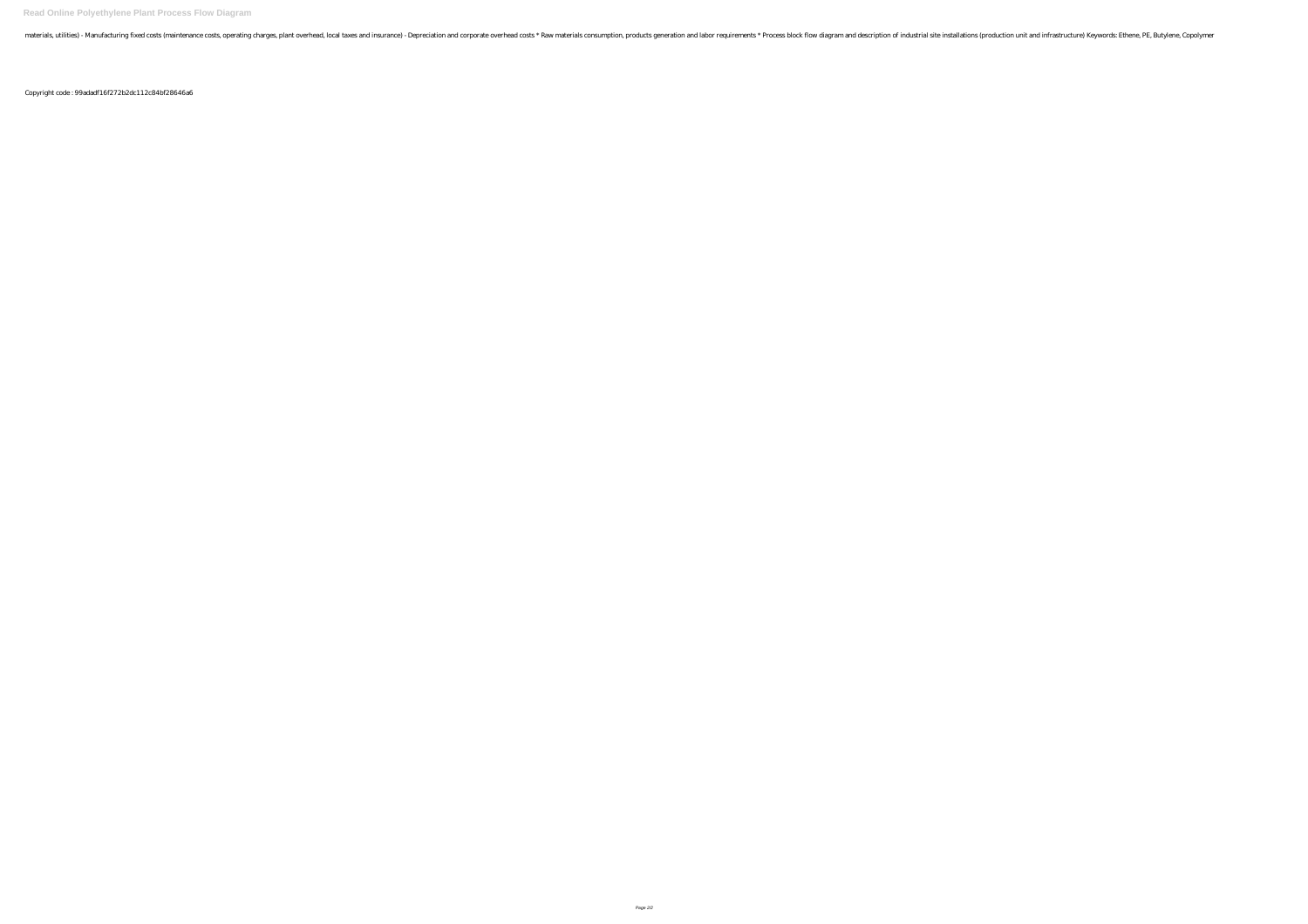materials, utilities) - Manufacturing fixed costs (maintenance costs, operating charges, plant overhead, local taxes and insurance) - Depreciation and corporate overhead costs * Raw materials consumption, products generation and labor requirements * Process block flow diagram and description of industrial site installations (production unit and infrastructure) Keywords: Ethene, PE, Butylene, Copolymer

Copyright code : 99adadf16f272b2dc112c84bf28646a6